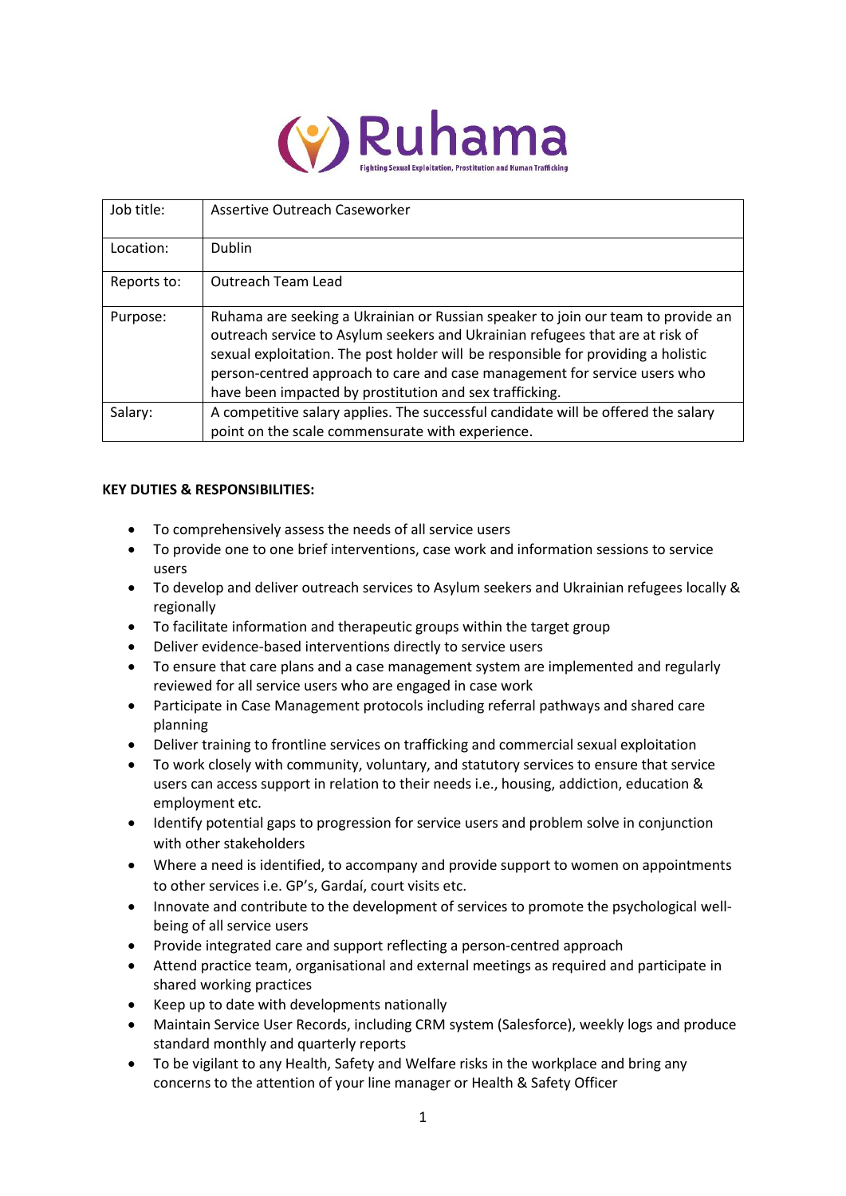# Ruhama

Fighting Sexual Exploitation, Prostitution and Human Trafficking

| Job title: | Assertive Outreach Caseworker |
|---|---|
| Location: | Dublin |
| Reports to: | Outreach Team Lead |
| Purpose: | Ruhama are seeking a Ukrainian or Russian speaker to join our team to provide an outreach service to Asylum seekers and Ukrainian refugees that are at risk of sexual exploitation. The post holder will be responsible for providing a holistic person-centred approach to care and case management for service users who have been impacted by prostitution and sex trafficking. |
| Salary: | A competitive salary applies. The successful candidate will be offered the salary point on the scale commensurate with experience. |

**KEY DUTIES & RESPONSIBILITIES:**

- To comprehensively assess the needs of all service users
- To provide one to one brief interventions, case work and information sessions to service users
- To develop and deliver outreach services to Asylum seekers and Ukrainian refugees locally & regionally
- To facilitate information and therapeutic groups within the target group
- Deliver evidence-based interventions directly to service users
- To ensure that care plans and a case management system are implemented and regularly reviewed for all service users who are engaged in case work
- Participate in Case Management protocols including referral pathways and shared care planning
- Deliver training to frontline services on trafficking and commercial sexual exploitation
- To work closely with community, voluntary, and statutory services to ensure that service users can access support in relation to their needs i.e., housing, addiction, education & employment etc.
- Identify potential gaps to progression for service users and problem solve in conjunction with other stakeholders
- Where a need is identified, to accompany and provide support to women on appointments to other services i.e. GP's, Gardaí, court visits etc.
- Innovate and contribute to the development of services to promote the psychological well-being of all service users
- Provide integrated care and support reflecting a person-centred approach
- Attend practice team, organisational and external meetings as required and participate in shared working practices
- Keep up to date with developments nationally
- Maintain Service User Records, including CRM system (Salesforce), weekly logs and produce standard monthly and quarterly reports
- To be vigilant to any Health, Safety and Welfare risks in the workplace and bring any concerns to the attention of your line manager or Health & Safety Officer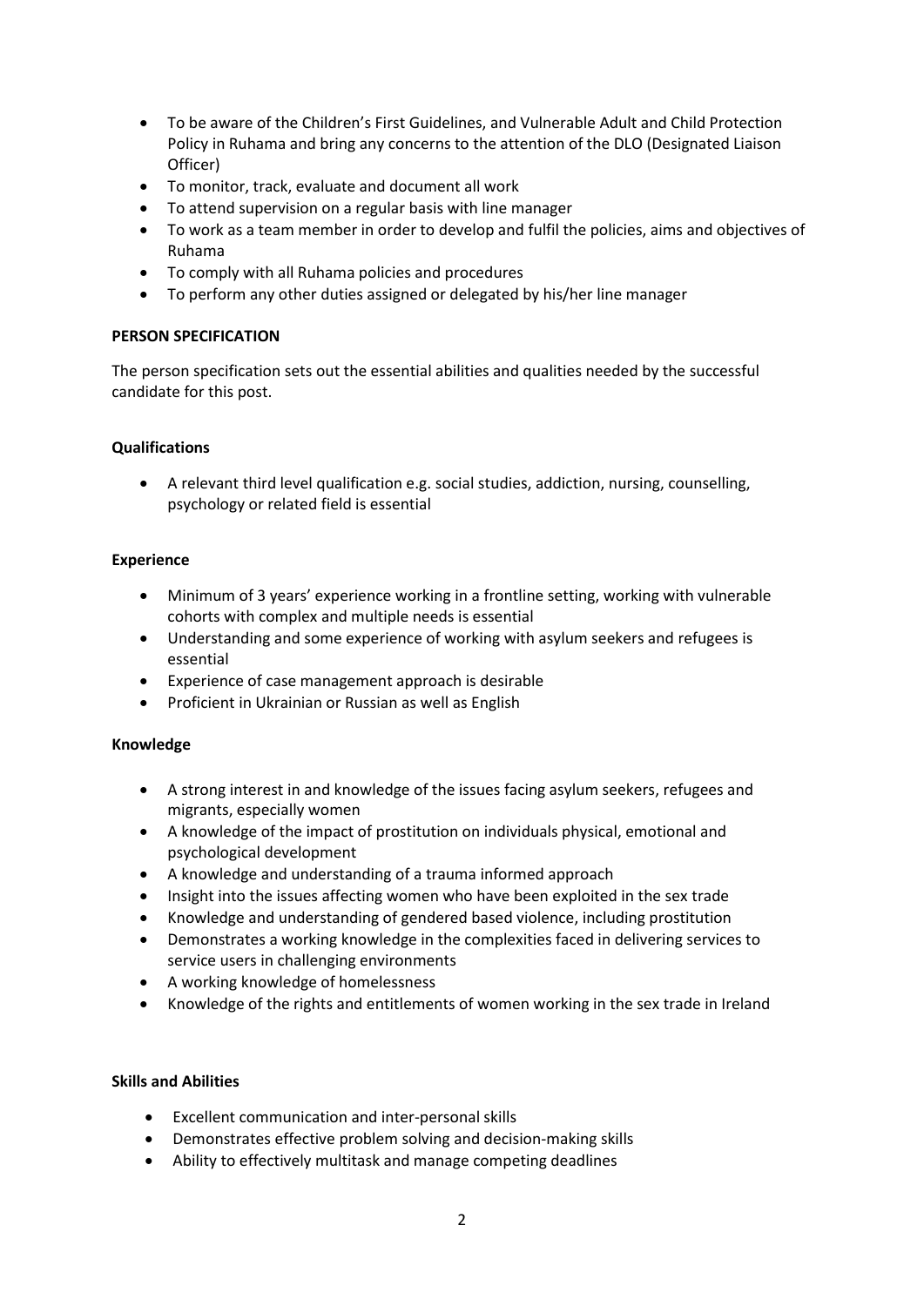- To be aware of the Children's First Guidelines, and Vulnerable Adult and Child Protection Policy in Ruhama and bring any concerns to the attention of the DLO (Designated Liaison Officer)
- To monitor, track, evaluate and document all work
- To attend supervision on a regular basis with line manager
- To work as a team member in order to develop and fulfil the policies, aims and objectives of Ruhama
- To comply with all Ruhama policies and procedures
- To perform any other duties assigned or delegated by his/her line manager

**PERSON SPECIFICATION**

The person specification sets out the essential abilities and qualities needed by the successful candidate for this post.

**Qualifications**

- A relevant third level qualification e.g. social studies, addiction, nursing, counselling, psychology or related field is essential

**Experience**

- Minimum of 3 years' experience working in a frontline setting, working with vulnerable cohorts with complex and multiple needs is essential
- Understanding and some experience of working with asylum seekers and refugees is essential
- Experience of case management approach is desirable
- Proficient in Ukrainian or Russian as well as English

**Knowledge**

- A strong interest in and knowledge of the issues facing asylum seekers, refugees and migrants, especially women
- A knowledge of the impact of prostitution on individuals physical, emotional and psychological development
- A knowledge and understanding of a trauma informed approach
- Insight into the issues affecting women who have been exploited in the sex trade
- Knowledge and understanding of gendered based violence, including prostitution
- Demonstrates a working knowledge in the complexities faced in delivering services to service users in challenging environments
- A working knowledge of homelessness
- Knowledge of the rights and entitlements of women working in the sex trade in Ireland

**Skills and Abilities**

- Excellent communication and inter-personal skills
- Demonstrates effective problem solving and decision-making skills
- Ability to effectively multitask and manage competing deadlines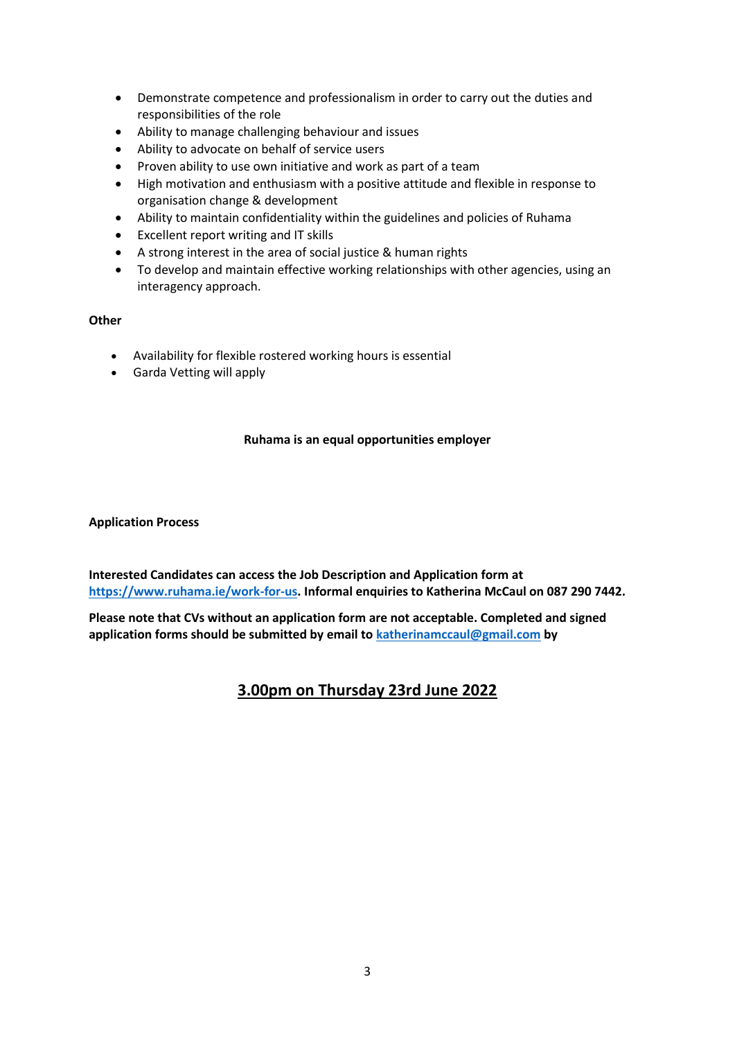- Demonstrate competence and professionalism in order to carry out the duties and responsibilities of the role
- Ability to manage challenging behaviour and issues
- Ability to advocate on behalf of service users
- Proven ability to use own initiative and work as part of a team
- High motivation and enthusiasm with a positive attitude and flexible in response to organisation change & development
- Ability to maintain confidentiality within the guidelines and policies of Ruhama
- Excellent report writing and IT skills
- A strong interest in the area of social justice & human rights
- To develop and maintain effective working relationships with other agencies, using an interagency approach.

**Other**

- Availability for flexible rostered working hours is essential
- Garda Vetting will apply

**Ruhama is an equal opportunities employer**

**Application Process**

**Interested Candidates can access the Job Description and Application form at [https://www.ruhama.ie/work-for-us](https://www.ruhama.ie/work-for-us). Informal enquiries to Katherina McCaul on 087 290 7442.**

**Please note that CVs without an application form are not acceptable. Completed and signed application forms should be submitted by email to [katherinamccaul@gmail.com](mailto:katherinamccaul@gmail.com) by**

**<u>3.00pm on Thursday 23rd June 2022</u>**